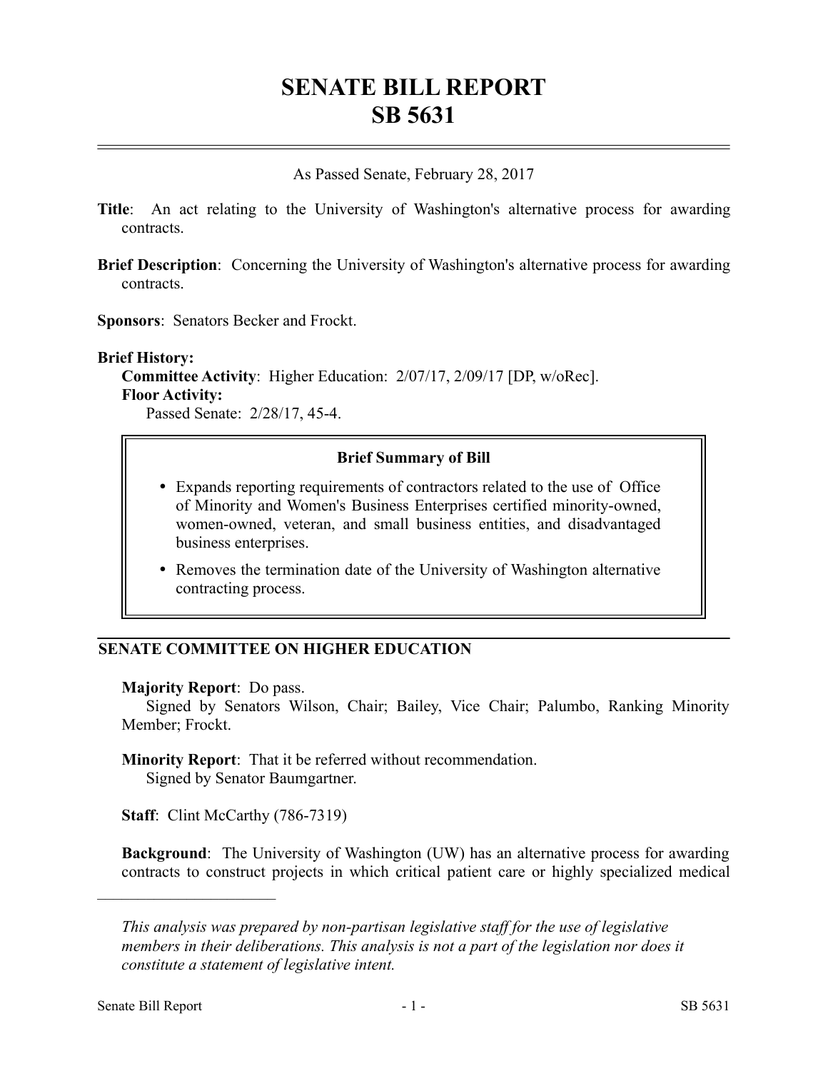# SENATE BILL REPORT
# SB 5631

As Passed Senate, February 28, 2017

**Title**: An act relating to the University of Washington's alternative process for awarding contracts.

**Brief Description**: Concerning the University of Washington's alternative process for awarding contracts.

**Sponsors**: Senators Becker and Frockt.

**Brief History:**

**Committee Activity**: Higher Education: 2/07/17, 2/09/17 [DP, w/oRec].

**Floor Activity:**

Passed Senate: 2/28/17, 45-4.

> **Brief Summary of Bill**
>
> - Expands reporting requirements of contractors related to the use of Office of Minority and Women's Business Enterprises certified minority-owned, women-owned, veteran, and small business entities, and disadvantaged business enterprises.
> - Removes the termination date of the University of Washington alternative contracting process.

## SENATE COMMITTEE ON HIGHER EDUCATION

**Majority Report**: Do pass.
Signed by Senators Wilson, Chair; Bailey, Vice Chair; Palumbo, Ranking Minority Member; Frockt.

**Minority Report**: That it be referred without recommendation.
Signed by Senator Baumgartner.

**Staff**: Clint McCarthy (786-7319)

**Background**: The University of Washington (UW) has an alternative process for awarding contracts to construct projects in which critical patient care or highly specialized medical

---

*This analysis was prepared by non-partisan legislative staff for the use of legislative members in their deliberations. This analysis is not a part of the legislation nor does it constitute a statement of legislative intent.*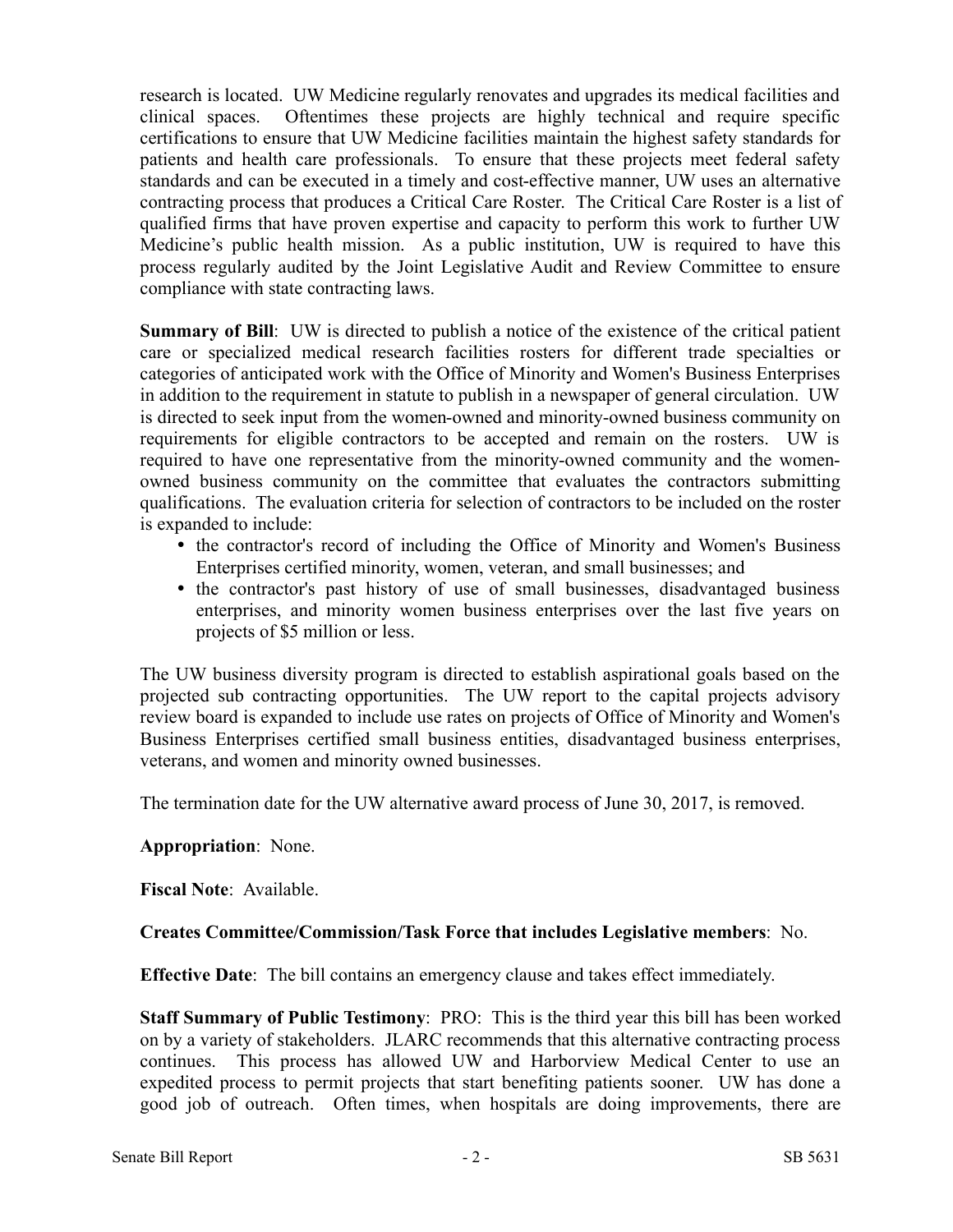research is located. UW Medicine regularly renovates and upgrades its medical facilities and clinical spaces. Oftentimes these projects are highly technical and require specific certifications to ensure that UW Medicine facilities maintain the highest safety standards for patients and health care professionals. To ensure that these projects meet federal safety standards and can be executed in a timely and cost-effective manner, UW uses an alternative contracting process that produces a Critical Care Roster. The Critical Care Roster is a list of qualified firms that have proven expertise and capacity to perform this work to further UW Medicine's public health mission. As a public institution, UW is required to have this process regularly audited by the Joint Legislative Audit and Review Committee to ensure compliance with state contracting laws.

**Summary of Bill**: UW is directed to publish a notice of the existence of the critical patient care or specialized medical research facilities rosters for different trade specialties or categories of anticipated work with the Office of Minority and Women's Business Enterprises in addition to the requirement in statute to publish in a newspaper of general circulation. UW is directed to seek input from the women-owned and minority-owned business community on requirements for eligible contractors to be accepted and remain on the rosters. UW is required to have one representative from the minority-owned community and the women-owned business community on the committee that evaluates the contractors submitting qualifications. The evaluation criteria for selection of contractors to be included on the roster is expanded to include:

- the contractor's record of including the Office of Minority and Women's Business Enterprises certified minority, women, veteran, and small businesses; and
- the contractor's past history of use of small businesses, disadvantaged business enterprises, and minority women business enterprises over the last five years on projects of $5 million or less.

The UW business diversity program is directed to establish aspirational goals based on the projected sub contracting opportunities. The UW report to the capital projects advisory review board is expanded to include use rates on projects of Office of Minority and Women's Business Enterprises certified small business entities, disadvantaged business enterprises, veterans, and women and minority owned businesses.

The termination date for the UW alternative award process of June 30, 2017, is removed.

**Appropriation**: None.

**Fiscal Note**: Available.

**Creates Committee/Commission/Task Force that includes Legislative members**: No.

**Effective Date**: The bill contains an emergency clause and takes effect immediately.

**Staff Summary of Public Testimony**: PRO: This is the third year this bill has been worked on by a variety of stakeholders. JLARC recommends that this alternative contracting process continues. This process has allowed UW and Harborview Medical Center to use an expedited process to permit projects that start benefiting patients sooner. UW has done a good job of outreach. Often times, when hospitals are doing improvements, there are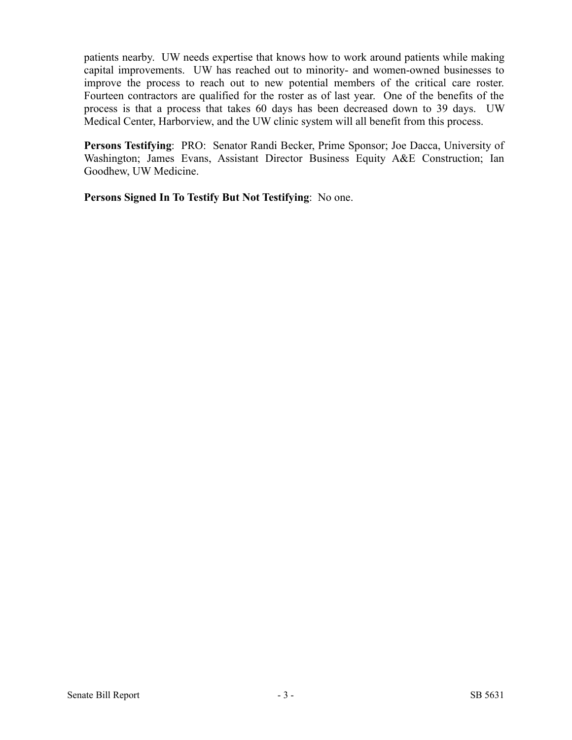patients nearby. UW needs expertise that knows how to work around patients while making capital improvements. UW has reached out to minority- and women-owned businesses to improve the process to reach out to new potential members of the critical care roster. Fourteen contractors are qualified for the roster as of last year. One of the benefits of the process is that a process that takes 60 days has been decreased down to 39 days. UW Medical Center, Harborview, and the UW clinic system will all benefit from this process.

**Persons Testifying**: PRO: Senator Randi Becker, Prime Sponsor; Joe Dacca, University of Washington; James Evans, Assistant Director Business Equity A&E Construction; Ian Goodhew, UW Medicine.

**Persons Signed In To Testify But Not Testifying**: No one.